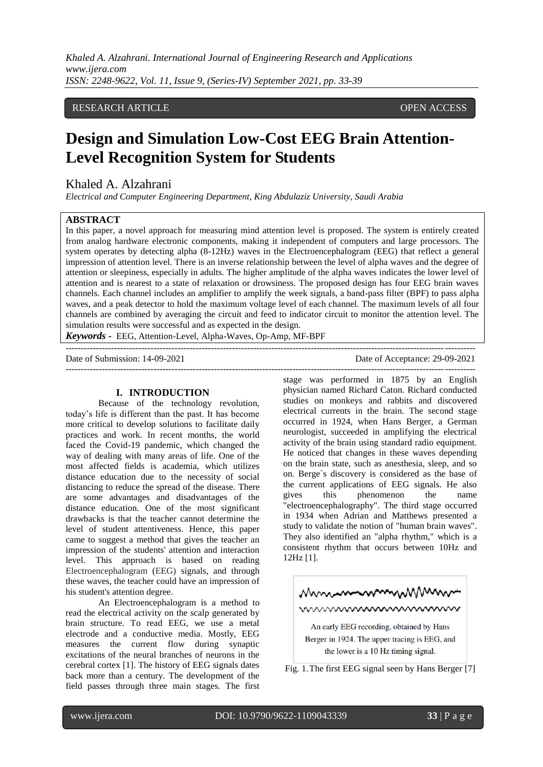RESEARCH ARTICLE OPEN ACCESS

# Design and Simulation Low-Cost EEG Brain Attention-Level Recognition System for Students

Khaled A. Alzahrani

*Electrical and Computer Engineering Department, King Abdulaziz University, Saudi Arabia*

## ABSTRACT

In this paper, a novel approach for measuring mind attention level is proposed. The system is entirely created from analog hardware electronic components, making it independent of computers and large processors. The system operates by detecting alpha (8-12Hz) waves in the Electroencephalogram (EEG) that reflect a general impression of attention level. There is an inverse relationship between the level of alpha waves and the degree of attention or sleepiness, especially in adults. The higher amplitude of the alpha waves indicates the lower level of attention and is nearest to a state of relaxation or drowsiness. The proposed design has four EEG brain waves channels. Each channel includes an amplifier to amplify the week signals, a band-pass filter (BPF) to pass alpha waves, and a peak detector to hold the maximum voltage level of each channel. The maximum levels of all four channels are combined by averaging the circuit and feed to indicator circuit to monitor the attention level. The simulation results were successful and as expected in the design.

***Keywords -*** EEG, Attention-Level, Alpha-Waves, Op-Amp, MF-BPF

Date of Submission: 14-09-2021 Date of Acceptance: 29-09-2021

## I. INTRODUCTION

Because of the technology revolution, today's life is different than the past. It has become more critical to develop solutions to facilitate daily practices and work. In recent months, the world faced the Covid-19 pandemic, which changed the way of dealing with many areas of life. One of the most affected fields is academia, which utilizes distance education due to the necessity of social distancing to reduce the spread of the disease. There are some advantages and disadvantages of the distance education. One of the most significant drawbacks is that the teacher cannot determine the level of student attentiveness. Hence, this paper came to suggest a method that gives the teacher an impression of the students' attention and interaction level. This approach is based on reading Electroencephalogram (EEG) signals, and through these waves, the teacher could have an impression of his student's attention degree.

An Electroencephalogram is a method to read the electrical activity on the scalp generated by brain structure. To read EEG, we use a metal electrode and a conductive media. Mostly, EEG measures the current flow during synaptic excitations of the neural branches of neurons in the cerebral cortex [1]. The history of EEG signals dates back more than a century. The development of the field passes through three main stages. The first stage was performed in 1875 by an English physician named Richard Caton. Richard conducted studies on monkeys and rabbits and discovered electrical currents in the brain. The second stage occurred in 1924, when Hans Berger, a German neurologist, succeeded in amplifying the electrical activity of the brain using standard radio equipment. He noticed that changes in these waves depending on the brain state, such as anesthesia, sleep, and so on. Berge`s discovery is considered as the base of the current applications of EEG signals. He also gives this phenomenon the name "electroencephalography". The third stage occurred in 1934 when Adrian and Matthews presented a study to validate the notion of "human brain waves". They also identified an "alpha rhythm," which is a consistent rhythm that occurs between 10Hz and 12Hz [1].

An early EEG recording, obtained by Hans Berger in 1924. The upper tracing is EEG, and the lower is a 10 Hz timing signal.

Fig. 1. The first EEG signal seen by Hans Berger [7]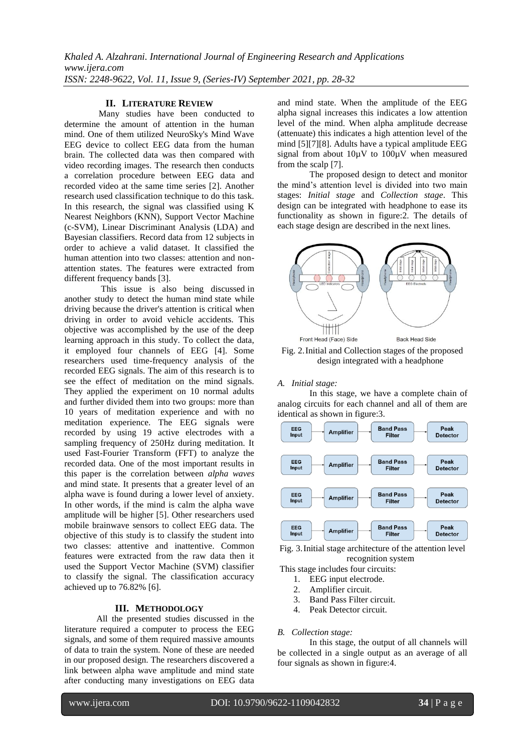## II. Literature Review

Many studies have been conducted to determine the amount of attention in the human mind. One of them utilized NeuroSky's Mind Wave EEG device to collect EEG data from the human brain. The collected data was then compared with video recording images. The research then conducts a correlation procedure between EEG data and recorded video at the same time series [2]. Another research used classification technique to do this task. In this research, the signal was classified using K Nearest Neighbors (KNN), Support Vector Machine (c-SVM), Linear Discriminant Analysis (LDA) and Bayesian classifiers. Record data from 12 subjects in order to achieve a valid dataset. It classified the human attention into two classes: attention and non-attention states. The features were extracted from different frequency bands [3].

This issue is also being discussed in another study to detect the human mind state while driving because the driver's attention is critical when driving in order to avoid vehicle accidents. This objective was accomplished by the use of the deep learning approach in this study. To collect the data, it employed four channels of EEG [4]. Some researchers used time-frequency analysis of the recorded EEG signals. The aim of this research is to see the effect of meditation on the mind signals. They applied the experiment on 10 normal adults and further divided them into two groups: more than 10 years of meditation experience and with no meditation experience. The EEG signals were recorded by using 19 active electrodes with a sampling frequency of 250Hz during meditation. It used Fast-Fourier Transform (FFT) to analyze the recorded data. One of the most important results in this paper is the correlation between *alpha waves* and mind state. It presents that a greater level of an alpha wave is found during a lower level of anxiety. In other words, if the mind is calm the alpha wave amplitude will be higher [5]. Other researchers used mobile brainwave sensors to collect EEG data. The objective of this study is to classify the student into two classes: attentive and inattentive. Common features were extracted from the raw data then it used the Support Vector Machine (SVM) classifier to classify the signal. The classification accuracy achieved up to 76.82% [6].

## III. Methodology

All the presented studies discussed in the literature required a computer to process the EEG signals, and some of them required massive amounts of data to train the system. None of these are needed in our proposed design. The researchers discovered a link between alpha wave amplitude and mind state after conducting many investigations on EEG data and mind state. When the amplitude of the EEG alpha signal increases this indicates a low attention level of the mind. When alpha amplitude decrease (attenuate) this indicates a high attention level of the mind [5][7][8]. Adults have a typical amplitude EEG signal from about 10µV to 100µV when measured from the scalp [7].

The proposed design to detect and monitor the mind's attention level is divided into two main stages: *Initial stage* and *Collection stage*. This design can be integrated with headphone to ease its functionality as shown in figure:2. The details of each stage design are described in the next lines.

Fig. 2. Initial and Collection stages of the proposed design integrated with a headphone

### A. Initial stage:

In this stage, we have a complete chain of analog circuits for each channel and all of them are identical as shown in figure:3.

Fig. 3. Initial stage architecture of the attention level recognition system

This stage includes four circuits:

1. EEG input electrode.
2. Amplifier circuit.
3. Band Pass Filter circuit.
4. Peak Detector circuit.

### B. Collection stage:

In this stage, the output of all channels will be collected in a single output as an average of all four signals as shown in figure:4.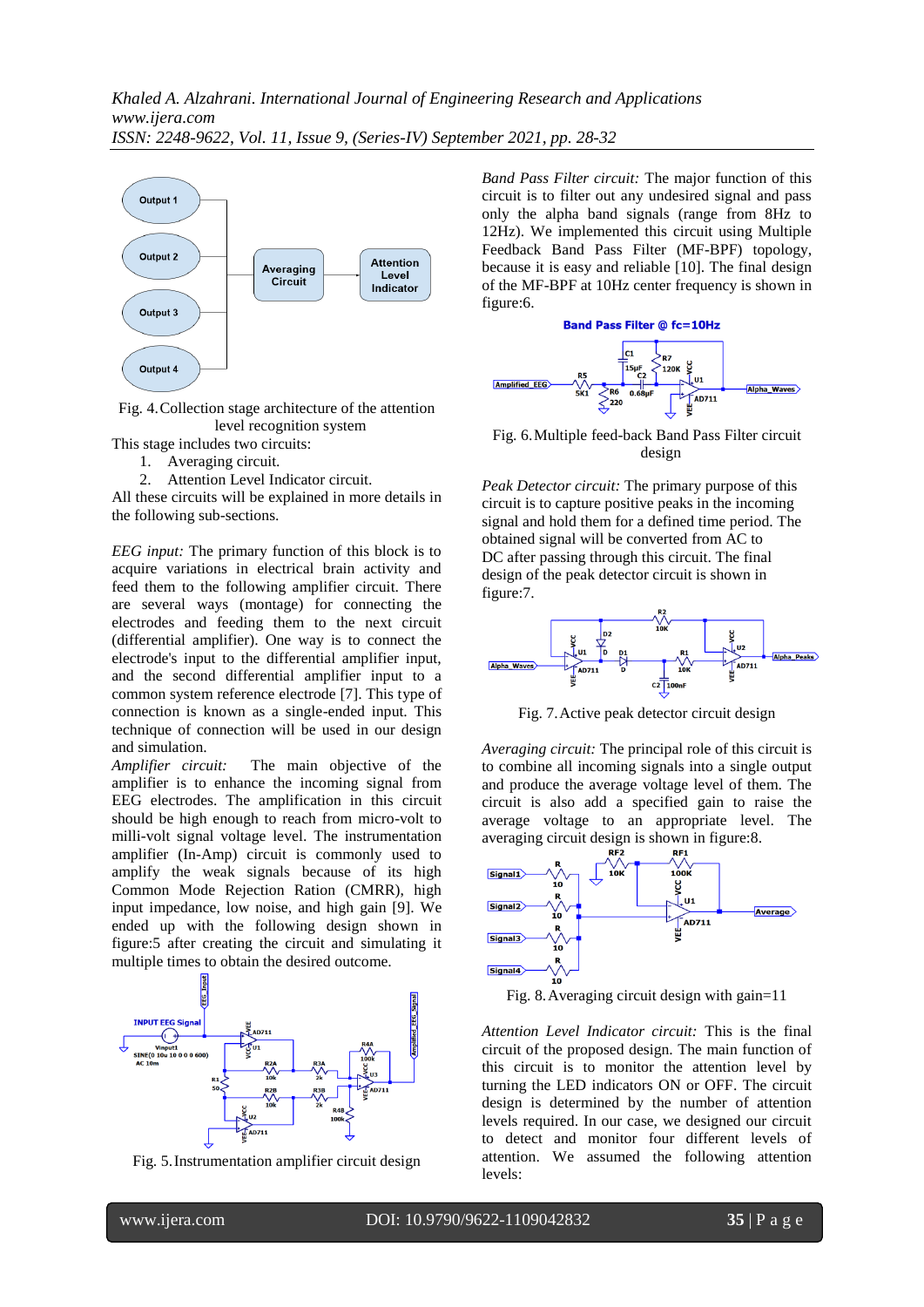Fig. 4. Collection stage architecture of the attention level recognition system

This stage includes two circuits:

1. Averaging circuit.
2. Attention Level Indicator circuit.

All these circuits will be explained in more details in the following sub-sections.

*EEG input:* The primary function of this block is to acquire variations in electrical brain activity and feed them to the following amplifier circuit. There are several ways (montage) for connecting the electrodes and feeding them to the next circuit (differential amplifier). One way is to connect the electrode's input to the differential amplifier input, and the second differential amplifier input to a common system reference electrode [7]. This type of connection is known as a single-ended input. This technique of connection will be used in our design and simulation.

*Amplifier circuit:* The main objective of the amplifier is to enhance the incoming signal from EEG electrodes. The amplification in this circuit should be high enough to reach from micro-volt to milli-volt signal voltage level. The instrumentation amplifier (In-Amp) circuit is commonly used to amplify the weak signals because of its high Common Mode Rejection Ration (CMRR), high input impedance, low noise, and high gain [9]. We ended up with the following design shown in figure:5 after creating the circuit and simulating it multiple times to obtain the desired outcome.

Fig. 5. Instrumentation amplifier circuit design

*Band Pass Filter circuit:* The major function of this circuit is to filter out any undesired signal and pass only the alpha band signals (range from 8Hz to 12Hz). We implemented this circuit using Multiple Feedback Band Pass Filter (MF-BPF) topology, because it is easy and reliable [10]. The final design of the MF-BPF at 10Hz center frequency is shown in figure:6.

Fig. 6. Multiple feed-back Band Pass Filter circuit design

*Peak Detector circuit:* The primary purpose of this circuit is to capture positive peaks in the incoming signal and hold them for a defined time period. The obtained signal will be converted from AC to DC after passing through this circuit. The final design of the peak detector circuit is shown in figure:7.

Fig. 7. Active peak detector circuit design

*Averaging circuit:* The principal role of this circuit is to combine all incoming signals into a single output and produce the average voltage level of them. The circuit is also add a specified gain to raise the average voltage to an appropriate level. The averaging circuit design is shown in figure:8.

Fig. 8. Averaging circuit design with gain=11

*Attention Level Indicator circuit:* This is the final circuit of the proposed design. The main function of this circuit is to monitor the attention level by turning the LED indicators ON or OFF. The circuit design is determined by the number of attention levels required. In our case, we designed our circuit to detect and monitor four different levels of attention. We assumed the following attention levels: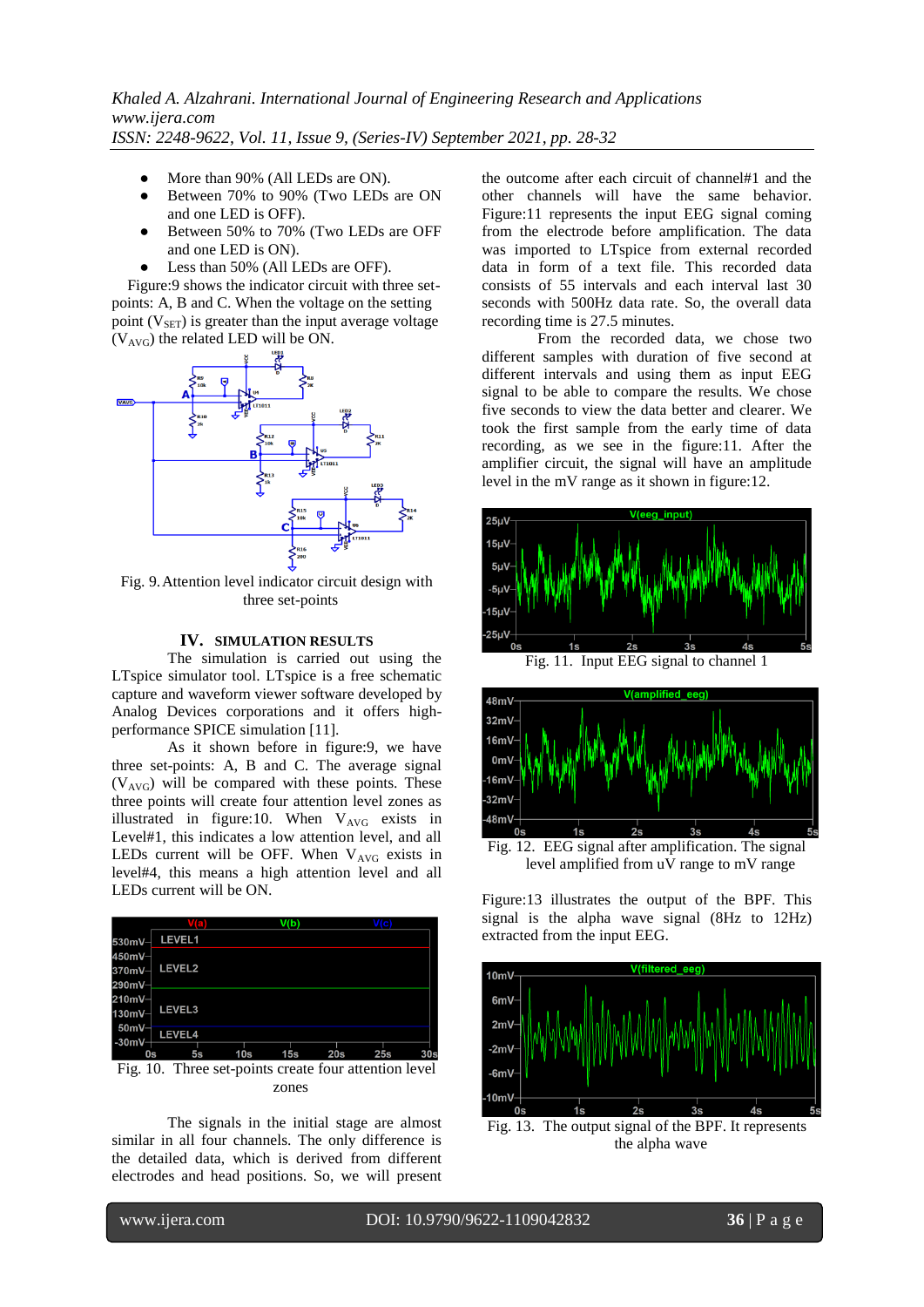- More than 90% (All LEDs are ON).
- Between 70% to 90% (Two LEDs are ON and one LED is OFF).
- Between 50% to 70% (Two LEDs are OFF and one LED is ON).
- Less than 50% (All LEDs are OFF).

Figure:9 shows the indicator circuit with three set-points: A, B and C. When the voltage on the setting point ($V_{SET}$) is greater than the input average voltage ($V_{AVG}$) the related LED will be ON.

Fig. 9. Attention level indicator circuit design with three set-points

## IV. SIMULATION RESULTS

The simulation is carried out using the LTspice simulator tool. LTspice is a free schematic capture and waveform viewer software developed by Analog Devices corporations and it offers high-performance SPICE simulation [11].

As it shown before in figure:9, we have three set-points: A, B and C. The average signal ($V_{AVG}$) will be compared with these points. These three points will create four attention level zones as illustrated in figure:10. When $V_{AVG}$ exists in Level#1, this indicates a low attention level, and all LEDs current will be OFF. When $V_{AVG}$ exists in level#4, this means a high attention level and all LEDs current will be ON.

Fig. 10. Three set-points create four attention level zones

The signals in the initial stage are almost similar in all four channels. The only difference is the detailed data, which is derived from different electrodes and head positions. So, we will present the outcome after each circuit of channel#1 and the other channels will have the same behavior. Figure:11 represents the input EEG signal coming from the electrode before amplification. The data was imported to LTspice from external recorded data in form of a text file. This recorded data consists of 55 intervals and each interval last 30 seconds with 500Hz data rate. So, the overall data recording time is 27.5 minutes.

From the recorded data, we chose two different samples with duration of five second at different intervals and using them as input EEG signal to be able to compare the results. We chose five seconds to view the data better and clearer. We took the first sample from the early time of data recording, as we see in the figure:11. After the amplifier circuit, the signal will have an amplitude level in the mV range as it shown in figure:12.

Fig. 11. Input EEG signal to channel 1

Fig. 12. EEG signal after amplification. The signal level amplified from uV range to mV range

Figure:13 illustrates the output of the BPF. This signal is the alpha wave signal (8Hz to 12Hz) extracted from the input EEG.

Fig. 13. The output signal of the BPF. It represents the alpha wave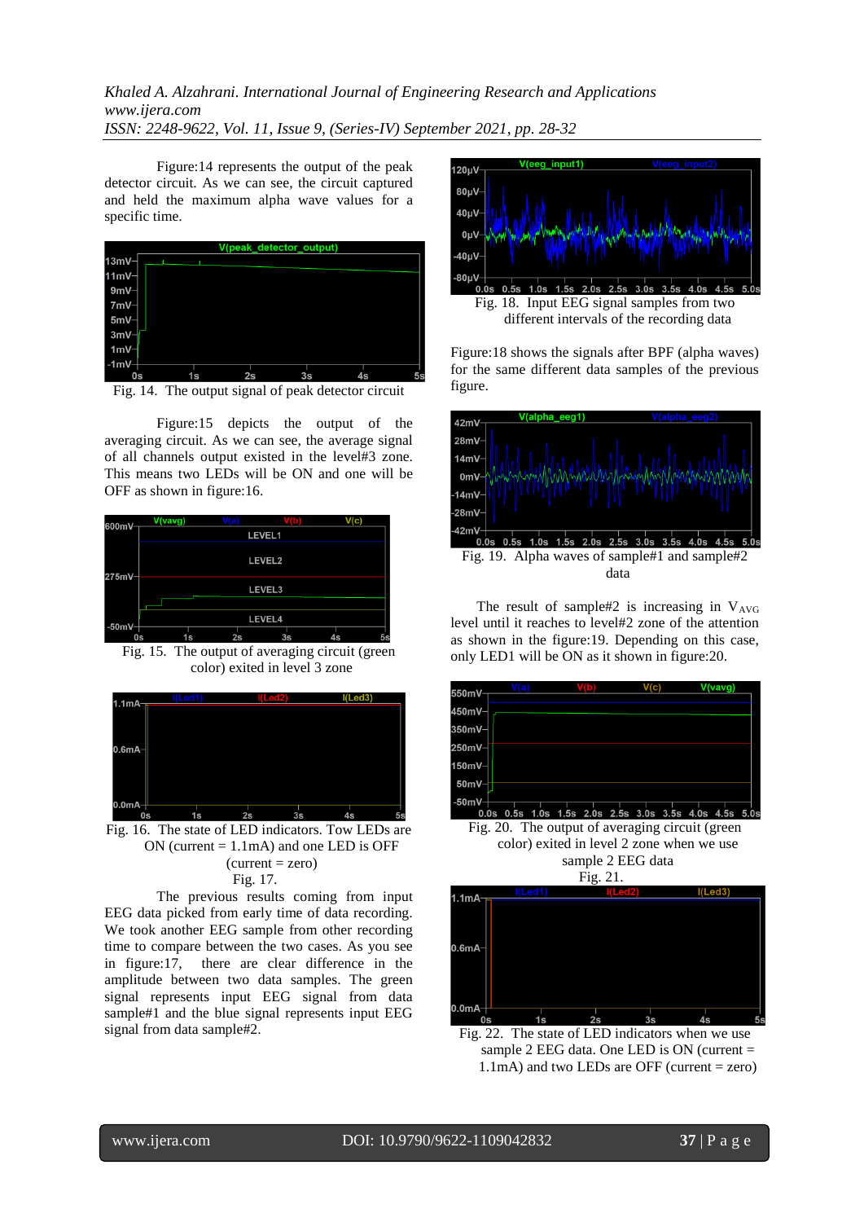Figure:14 represents the output of the peak detector circuit. As we can see, the circuit captured and held the maximum alpha wave values for a specific time.

Fig. 14. The output signal of peak detector circuit

Figure:15 depicts the output of the averaging circuit. As we can see, the average signal of all channels output existed in the level#3 zone. This means two LEDs will be ON and one will be OFF as shown in figure:16.

Fig. 15. The output of averaging circuit (green color) exited in level 3 zone

Fig. 16. The state of LED indicators. Tow LEDs are ON (current = 1.1mA) and one LED is OFF (current = zero)

Fig. 17.

The previous results coming from input EEG data picked from early time of data recording. We took another EEG sample from other recording time to compare between the two cases. As you see in figure:17, there are clear difference in the amplitude between two data samples. The green signal represents input EEG signal from data sample#1 and the blue signal represents input EEG signal from data sample#2.

Fig. 18. Input EEG signal samples from two different intervals of the recording data

Figure:18 shows the signals after BPF (alpha waves) for the same different data samples of the previous figure.

Fig. 19. Alpha waves of sample#1 and sample#2 data

The result of sample#2 is increasing in $V_{AVG}$ level until it reaches to level#2 zone of the attention as shown in the figure:19. Depending on this case, only LED1 will be ON as it shown in figure:20.

Fig. 20. The output of averaging circuit (green color) exited in level 2 zone when we use sample 2 EEG data

Fig. 21.

Fig. 22. The state of LED indicators when we use sample 2 EEG data. One LED is ON (current = 1.1mA) and two LEDs are OFF (current = zero)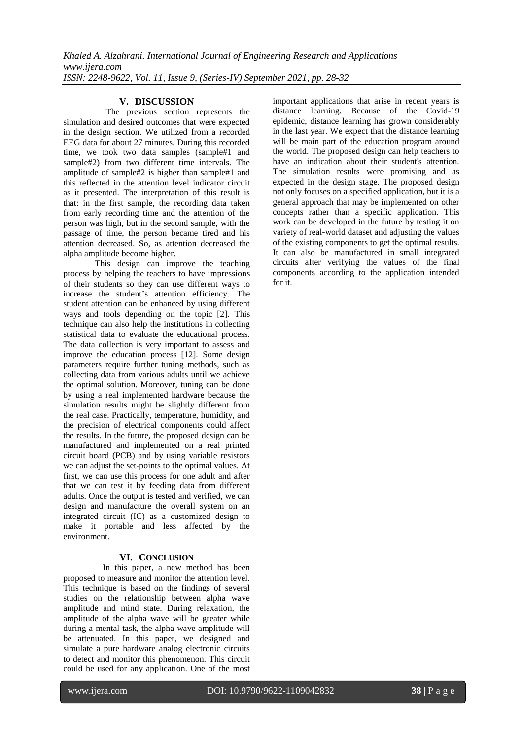## V. DISCUSSION

The previous section represents the simulation and desired outcomes that were expected in the design section. We utilized from a recorded EEG data for about 27 minutes. During this recorded time, we took two data samples (sample#1 and sample#2) from two different time intervals. The amplitude of sample#2 is higher than sample#1 and this reflected in the attention level indicator circuit as it presented. The interpretation of this result is that: in the first sample, the recording data taken from early recording time and the attention of the person was high, but in the second sample, with the passage of time, the person became tired and his attention decreased. So, as attention decreased the alpha amplitude become higher.

This design can improve the teaching process by helping the teachers to have impressions of their students so they can use different ways to increase the student's attention efficiency. The student attention can be enhanced by using different ways and tools depending on the topic [2]. This technique can also help the institutions in collecting statistical data to evaluate the educational process. The data collection is very important to assess and improve the education process [12]. Some design parameters require further tuning methods, such as collecting data from various adults until we achieve the optimal solution. Moreover, tuning can be done by using a real implemented hardware because the simulation results might be slightly different from the real case. Practically, temperature, humidity, and the precision of electrical components could affect the results. In the future, the proposed design can be manufactured and implemented on a real printed circuit board (PCB) and by using variable resistors we can adjust the set-points to the optimal values. At first, we can use this process for one adult and after that we can test it by feeding data from different adults. Once the output is tested and verified, we can design and manufacture the overall system on an integrated circuit (IC) as a customized design to make it portable and less affected by the environment.

## VI. CONCLUSION

In this paper, a new method has been proposed to measure and monitor the attention level. This technique is based on the findings of several studies on the relationship between alpha wave amplitude and mind state. During relaxation, the amplitude of the alpha wave will be greater while during a mental task, the alpha wave amplitude will be attenuated. In this paper, we designed and simulate a pure hardware analog electronic circuits to detect and monitor this phenomenon. This circuit could be used for any application. One of the most important applications that arise in recent years is distance learning. Because of the Covid-19 epidemic, distance learning has grown considerably in the last year. We expect that the distance learning will be main part of the education program around the world. The proposed design can help teachers to have an indication about their student's attention. The simulation results were promising and as expected in the design stage. The proposed design not only focuses on a specified application, but it is a general approach that may be implemented on other concepts rather than a specific application. This work can be developed in the future by testing it on variety of real-world dataset and adjusting the values of the existing components to get the optimal results. It can also be manufactured in small integrated circuits after verifying the values of the final components according to the application intended for it.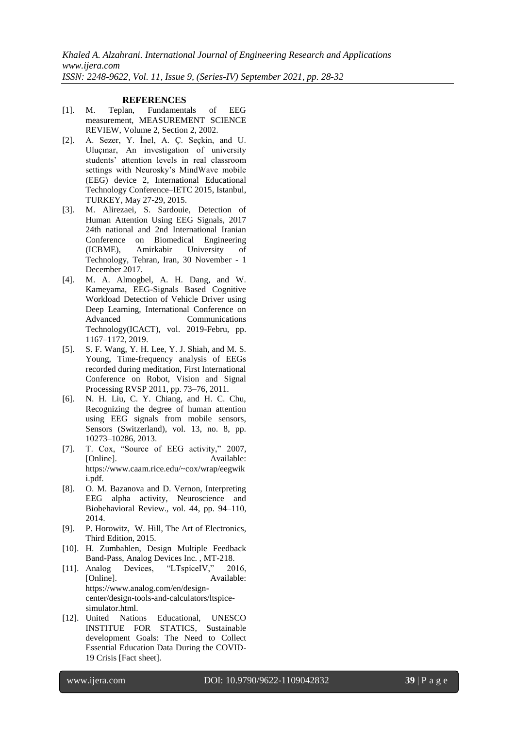## REFERENCES

[1]. M. Teplan, Fundamentals of EEG measurement, MEASUREMENT SCIENCE REVIEW, Volume 2, Section 2, 2002.

[2]. A. Sezer, Y. İnel, A. Ç. Seçkin, and U. Uluçınar, An investigation of university students' attention levels in real classroom settings with Neurosky's MindWave mobile (EEG) device 2, International Educational Technology Conference–IETC 2015, Istanbul, TURKEY, May 27-29, 2015.

[3]. M. Alirezaei, S. Sardouie, Detection of Human Attention Using EEG Signals, 2017 24th national and 2nd International Iranian Conference on Biomedical Engineering (ICBME), Amirkabir University of Technology, Tehran, Iran, 30 November - 1 December 2017.

[4]. M. A. Almogbel, A. H. Dang, and W. Kameyama, EEG-Signals Based Cognitive Workload Detection of Vehicle Driver using Deep Learning, International Conference on Advanced Communications Technology(ICACT), vol. 2019-Febru, pp. 1167–1172, 2019.

[5]. S. F. Wang, Y. H. Lee, Y. J. Shiah, and M. S. Young, Time-frequency analysis of EEGs recorded during meditation, First International Conference on Robot, Vision and Signal Processing RVSP 2011, pp. 73–76, 2011.

[6]. N. H. Liu, C. Y. Chiang, and H. C. Chu, Recognizing the degree of human attention using EEG signals from mobile sensors, Sensors (Switzerland), vol. 13, no. 8, pp. 10273–10286, 2013.

[7]. T. Cox, "Source of EEG activity," 2007, [Online]. Available: https://www.caam.rice.edu/~cox/wrap/eegwiki.pdf.

[8]. O. M. Bazanova and D. Vernon, Interpreting EEG alpha activity, Neuroscience and Biobehavioral Review., vol. 44, pp. 94–110, 2014.

[9]. P. Horowitz, W. Hill, The Art of Electronics, Third Edition, 2015.

[10]. H. Zumbahlen, Design Multiple Feedback Band-Pass, Analog Devices Inc. , MT-218.

[11]. Analog Devices, "LTspiceIV," 2016, [Online]. Available: https://www.analog.com/en/design-center/design-tools-and-calculators/ltspice-simulator.html.

[12]. United Nations Educational, UNESCO INSTITUE FOR STATICS, Sustainable development Goals: The Need to Collect Essential Education Data During the COVID-19 Crisis [Fact sheet].